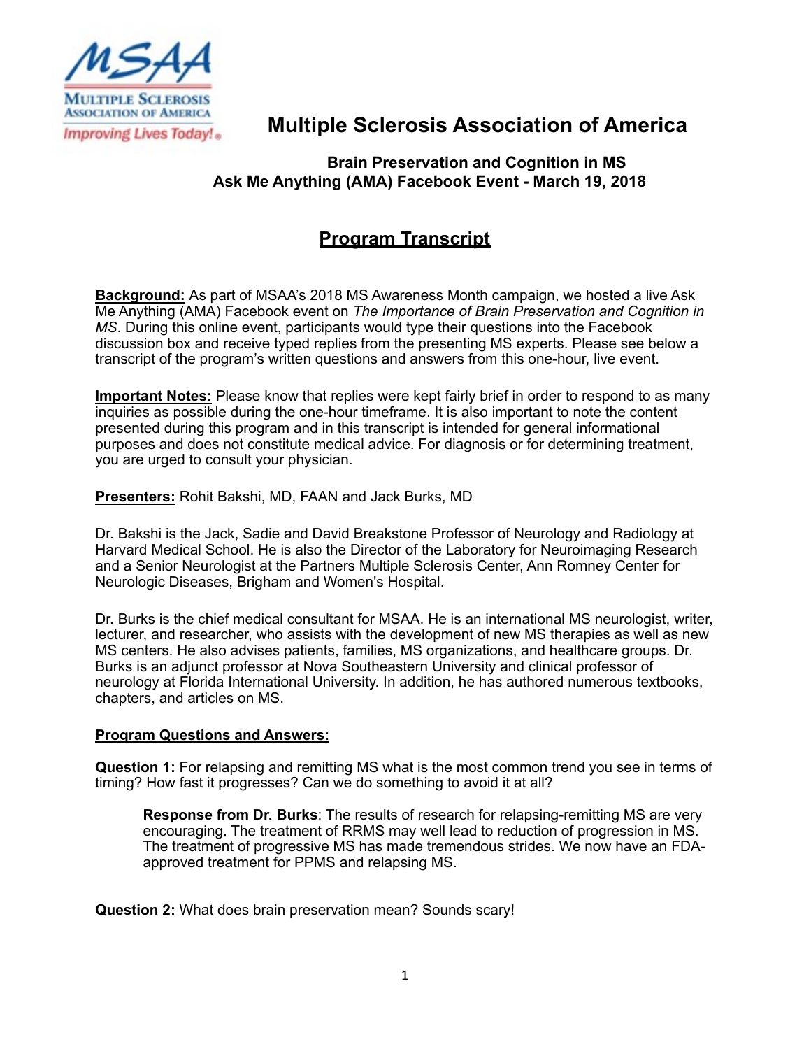# Multiple Sclerosis Association of America

## Brain Preservation and Cognition in MS
## Ask Me Anything (AMA) Facebook Event - March 19, 2018

## Program Transcript

**Background:** As part of MSAA's 2018 MS Awareness Month campaign, we hosted a live Ask Me Anything (AMA) Facebook event on *The Importance of Brain Preservation and Cognition in MS*. During this online event, participants would type their questions into the Facebook discussion box and receive typed replies from the presenting MS experts. Please see below a transcript of the program's written questions and answers from this one-hour, live event.

**Important Notes:** Please know that replies were kept fairly brief in order to respond to as many inquiries as possible during the one-hour timeframe. It is also important to note the content presented during this program and in this transcript is intended for general informational purposes and does not constitute medical advice. For diagnosis or for determining treatment, you are urged to consult your physician.

**Presenters:** Rohit Bakshi, MD, FAAN and Jack Burks, MD

Dr. Bakshi is the Jack, Sadie and David Breakstone Professor of Neurology and Radiology at Harvard Medical School. He is also the Director of the Laboratory for Neuroimaging Research and a Senior Neurologist at the Partners Multiple Sclerosis Center, Ann Romney Center for Neurologic Diseases, Brigham and Women's Hospital.

Dr. Burks is the chief medical consultant for MSAA. He is an international MS neurologist, writer, lecturer, and researcher, who assists with the development of new MS therapies as well as new MS centers. He also advises patients, families, MS organizations, and healthcare groups. Dr. Burks is an adjunct professor at Nova Southeastern University and clinical professor of neurology at Florida International University. In addition, he has authored numerous textbooks, chapters, and articles on MS.

**Program Questions and Answers:**

**Question 1:** For relapsing and remitting MS what is the most common trend you see in terms of timing? How fast it progresses? Can we do something to avoid it at all?

> **Response from Dr. Burks**: The results of research for relapsing-remitting MS are very encouraging. The treatment of RRMS may well lead to reduction of progression in MS. The treatment of progressive MS has made tremendous strides. We now have an FDA-approved treatment for PPMS and relapsing MS.

**Question 2:** What does brain preservation mean? Sounds scary!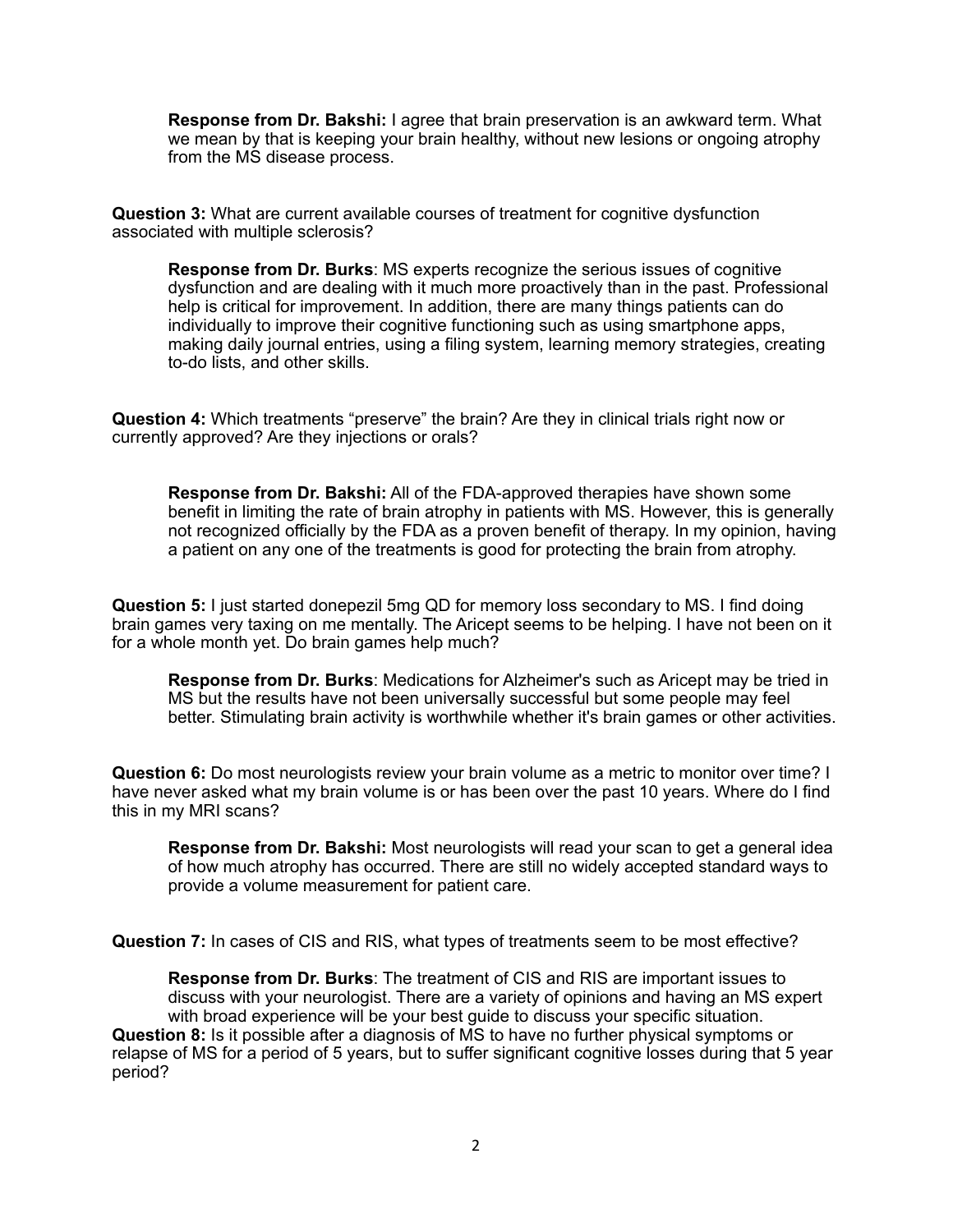> **Response from Dr. Bakshi:** I agree that brain preservation is an awkward term. What we mean by that is keeping your brain healthy, without new lesions or ongoing atrophy from the MS disease process.

**Question 3:** What are current available courses of treatment for cognitive dysfunction associated with multiple sclerosis?

> **Response from Dr. Burks**: MS experts recognize the serious issues of cognitive dysfunction and are dealing with it much more proactively than in the past. Professional help is critical for improvement. In addition, there are many things patients can do individually to improve their cognitive functioning such as using smartphone apps, making daily journal entries, using a filing system, learning memory strategies, creating to-do lists, and other skills.

**Question 4:** Which treatments "preserve" the brain? Are they in clinical trials right now or currently approved? Are they injections or orals?

> **Response from Dr. Bakshi:** All of the FDA-approved therapies have shown some benefit in limiting the rate of brain atrophy in patients with MS. However, this is generally not recognized officially by the FDA as a proven benefit of therapy. In my opinion, having a patient on any one of the treatments is good for protecting the brain from atrophy.

**Question 5:** I just started donepezil 5mg QD for memory loss secondary to MS. I find doing brain games very taxing on me mentally. The Aricept seems to be helping. I have not been on it for a whole month yet. Do brain games help much?

> **Response from Dr. Burks**: Medications for Alzheimer's such as Aricept may be tried in MS but the results have not been universally successful but some people may feel better. Stimulating brain activity is worthwhile whether it's brain games or other activities.

**Question 6:** Do most neurologists review your brain volume as a metric to monitor over time? I have never asked what my brain volume is or has been over the past 10 years. Where do I find this in my MRI scans?

> **Response from Dr. Bakshi:** Most neurologists will read your scan to get a general idea of how much atrophy has occurred. There are still no widely accepted standard ways to provide a volume measurement for patient care.

**Question 7:** In cases of CIS and RIS, what types of treatments seem to be most effective?

> **Response from Dr. Burks**: The treatment of CIS and RIS are important issues to discuss with your neurologist. There are a variety of opinions and having an MS expert with broad experience will be your best guide to discuss your specific situation.

**Question 8:** Is it possible after a diagnosis of MS to have no further physical symptoms or relapse of MS for a period of 5 years, but to suffer significant cognitive losses during that 5 year period?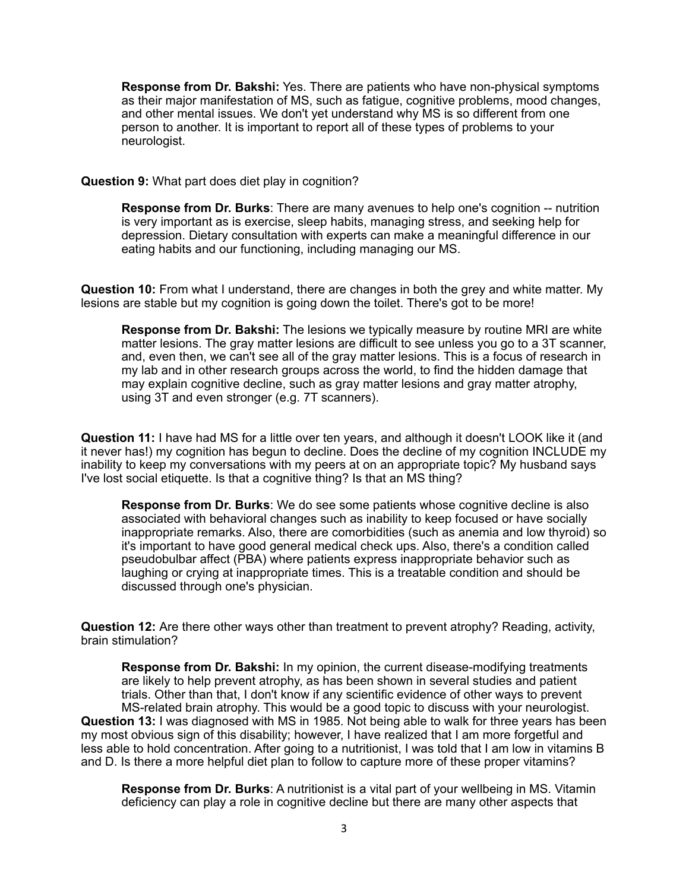**Response from Dr. Bakshi:** Yes. There are patients who have non-physical symptoms as their major manifestation of MS, such as fatigue, cognitive problems, mood changes, and other mental issues. We don't yet understand why MS is so different from one person to another. It is important to report all of these types of problems to your neurologist.

**Question 9:** What part does diet play in cognition?

**Response from Dr. Burks**: There are many avenues to help one's cognition -- nutrition is very important as is exercise, sleep habits, managing stress, and seeking help for depression. Dietary consultation with experts can make a meaningful difference in our eating habits and our functioning, including managing our MS.

**Question 10:** From what I understand, there are changes in both the grey and white matter. My lesions are stable but my cognition is going down the toilet. There's got to be more!

**Response from Dr. Bakshi:** The lesions we typically measure by routine MRI are white matter lesions. The gray matter lesions are difficult to see unless you go to a 3T scanner, and, even then, we can't see all of the gray matter lesions. This is a focus of research in my lab and in other research groups across the world, to find the hidden damage that may explain cognitive decline, such as gray matter lesions and gray matter atrophy, using 3T and even stronger (e.g. 7T scanners).

**Question 11:** I have had MS for a little over ten years, and although it doesn't LOOK like it (and it never has!) my cognition has begun to decline. Does the decline of my cognition INCLUDE my inability to keep my conversations with my peers at on an appropriate topic? My husband says I've lost social etiquette. Is that a cognitive thing? Is that an MS thing?

**Response from Dr. Burks**: We do see some patients whose cognitive decline is also associated with behavioral changes such as inability to keep focused or have socially inappropriate remarks. Also, there are comorbidities (such as anemia and low thyroid) so it's important to have good general medical check ups. Also, there's a condition called pseudobulbar affect (PBA) where patients express inappropriate behavior such as laughing or crying at inappropriate times. This is a treatable condition and should be discussed through one's physician.

**Question 12:** Are there other ways other than treatment to prevent atrophy? Reading, activity, brain stimulation?

**Response from Dr. Bakshi:** In my opinion, the current disease-modifying treatments are likely to help prevent atrophy, as has been shown in several studies and patient trials. Other than that, I don't know if any scientific evidence of other ways to prevent MS-related brain atrophy. This would be a good topic to discuss with your neurologist.

**Question 13:** I was diagnosed with MS in 1985. Not being able to walk for three years has been my most obvious sign of this disability; however, I have realized that I am more forgetful and less able to hold concentration. After going to a nutritionist, I was told that I am low in vitamins B and D. Is there a more helpful diet plan to follow to capture more of these proper vitamins?

**Response from Dr. Burks**: A nutritionist is a vital part of your wellbeing in MS. Vitamin deficiency can play a role in cognitive decline but there are many other aspects that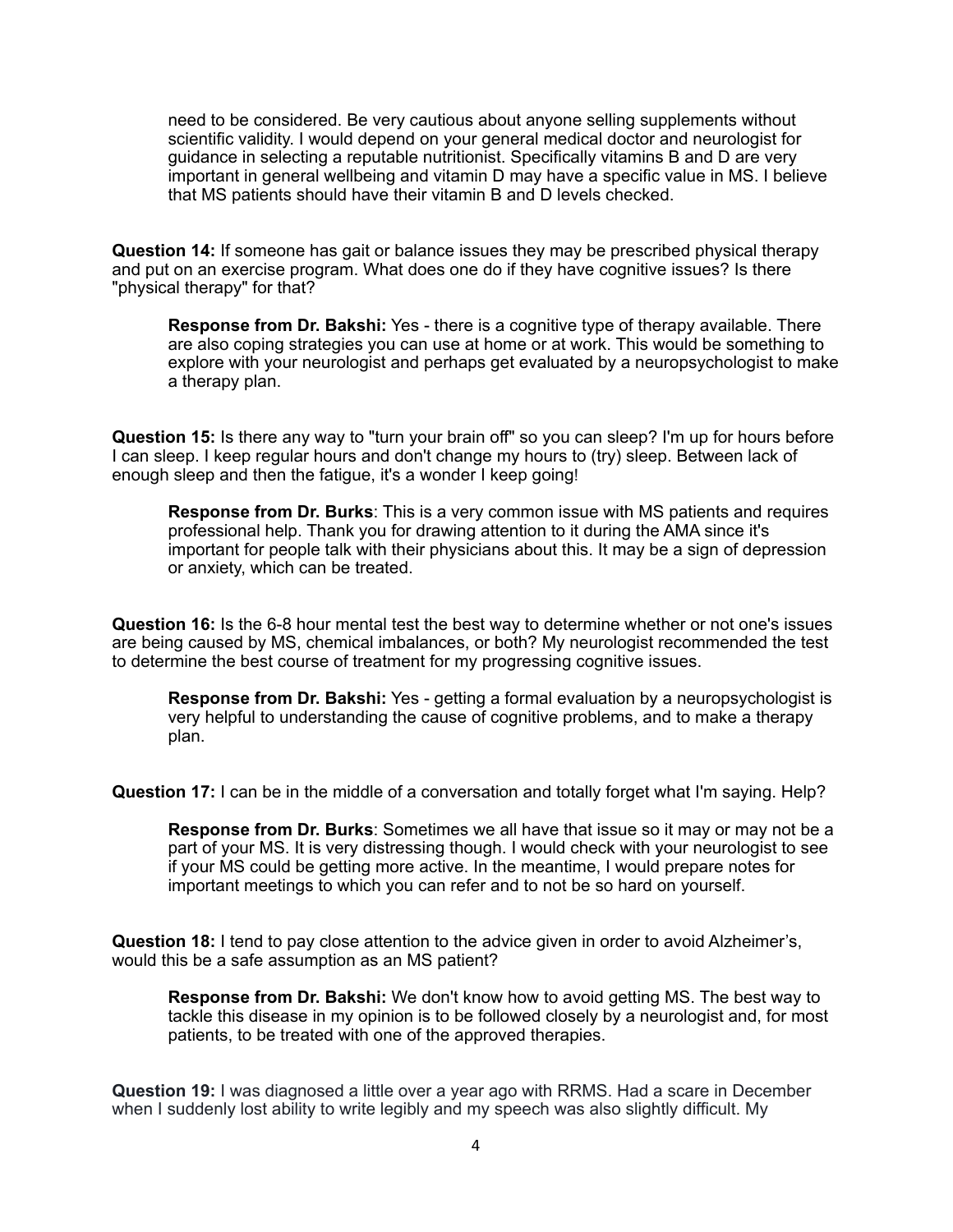need to be considered. Be very cautious about anyone selling supplements without scientific validity. I would depend on your general medical doctor and neurologist for guidance in selecting a reputable nutritionist. Specifically vitamins B and D are very important in general wellbeing and vitamin D may have a specific value in MS. I believe that MS patients should have their vitamin B and D levels checked.

**Question 14:** If someone has gait or balance issues they may be prescribed physical therapy and put on an exercise program. What does one do if they have cognitive issues? Is there "physical therapy" for that?

> **Response from Dr. Bakshi:** Yes - there is a cognitive type of therapy available. There are also coping strategies you can use at home or at work. This would be something to explore with your neurologist and perhaps get evaluated by a neuropsychologist to make a therapy plan.

**Question 15:** Is there any way to "turn your brain off" so you can sleep? I'm up for hours before I can sleep. I keep regular hours and don't change my hours to (try) sleep. Between lack of enough sleep and then the fatigue, it's a wonder I keep going!

> **Response from Dr. Burks**: This is a very common issue with MS patients and requires professional help. Thank you for drawing attention to it during the AMA since it's important for people talk with their physicians about this. It may be a sign of depression or anxiety, which can be treated.

**Question 16:** Is the 6-8 hour mental test the best way to determine whether or not one's issues are being caused by MS, chemical imbalances, or both? My neurologist recommended the test to determine the best course of treatment for my progressing cognitive issues.

> **Response from Dr. Bakshi:** Yes - getting a formal evaluation by a neuropsychologist is very helpful to understanding the cause of cognitive problems, and to make a therapy plan.

**Question 17:** I can be in the middle of a conversation and totally forget what I'm saying. Help?

> **Response from Dr. Burks**: Sometimes we all have that issue so it may or may not be a part of your MS. It is very distressing though. I would check with your neurologist to see if your MS could be getting more active. In the meantime, I would prepare notes for important meetings to which you can refer and to not be so hard on yourself.

**Question 18:** I tend to pay close attention to the advice given in order to avoid Alzheimer's, would this be a safe assumption as an MS patient?

> **Response from Dr. Bakshi:** We don't know how to avoid getting MS. The best way to tackle this disease in my opinion is to be followed closely by a neurologist and, for most patients, to be treated with one of the approved therapies.

**Question 19:** I was diagnosed a little over a year ago with RRMS. Had a scare in December when I suddenly lost ability to write legibly and my speech was also slightly difficult. My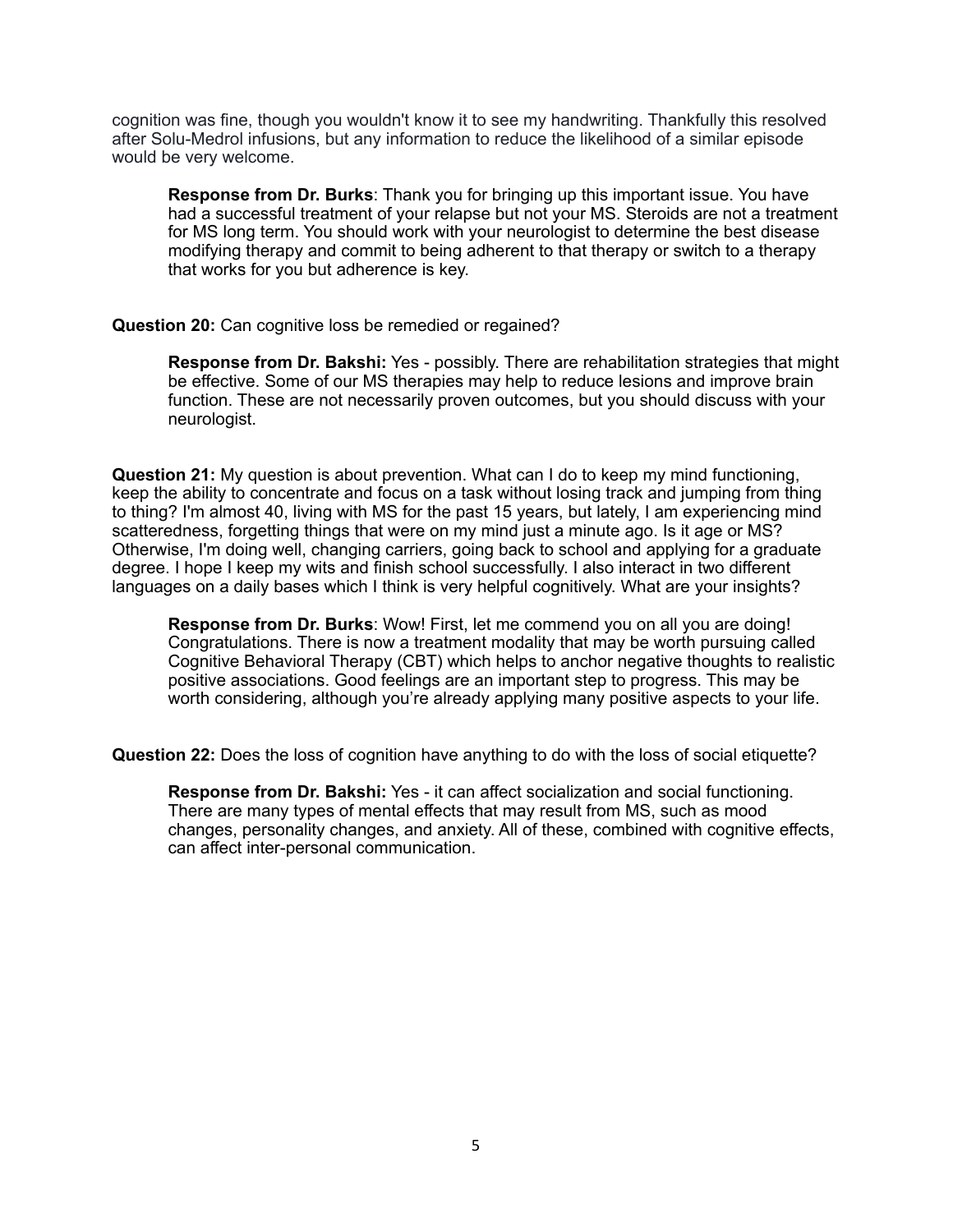cognition was fine, though you wouldn't know it to see my handwriting. Thankfully this resolved after Solu-Medrol infusions, but any information to reduce the likelihood of a similar episode would be very welcome.

> **Response from Dr. Burks**: Thank you for bringing up this important issue. You have had a successful treatment of your relapse but not your MS. Steroids are not a treatment for MS long term. You should work with your neurologist to determine the best disease modifying therapy and commit to being adherent to that therapy or switch to a therapy that works for you but adherence is key.

**Question 20:** Can cognitive loss be remedied or regained?

> **Response from Dr. Bakshi:** Yes - possibly. There are rehabilitation strategies that might be effective. Some of our MS therapies may help to reduce lesions and improve brain function. These are not necessarily proven outcomes, but you should discuss with your neurologist.

**Question 21:** My question is about prevention. What can I do to keep my mind functioning, keep the ability to concentrate and focus on a task without losing track and jumping from thing to thing? I'm almost 40, living with MS for the past 15 years, but lately, I am experiencing mind scatteredness, forgetting things that were on my mind just a minute ago. Is it age or MS? Otherwise, I'm doing well, changing carriers, going back to school and applying for a graduate degree. I hope I keep my wits and finish school successfully. I also interact in two different languages on a daily bases which I think is very helpful cognitively. What are your insights?

> **Response from Dr. Burks**: Wow! First, let me commend you on all you are doing! Congratulations. There is now a treatment modality that may be worth pursuing called Cognitive Behavioral Therapy (CBT) which helps to anchor negative thoughts to realistic positive associations. Good feelings are an important step to progress. This may be worth considering, although you're already applying many positive aspects to your life.

**Question 22:** Does the loss of cognition have anything to do with the loss of social etiquette?

> **Response from Dr. Bakshi:** Yes - it can affect socialization and social functioning. There are many types of mental effects that may result from MS, such as mood changes, personality changes, and anxiety. All of these, combined with cognitive effects, can affect inter-personal communication.